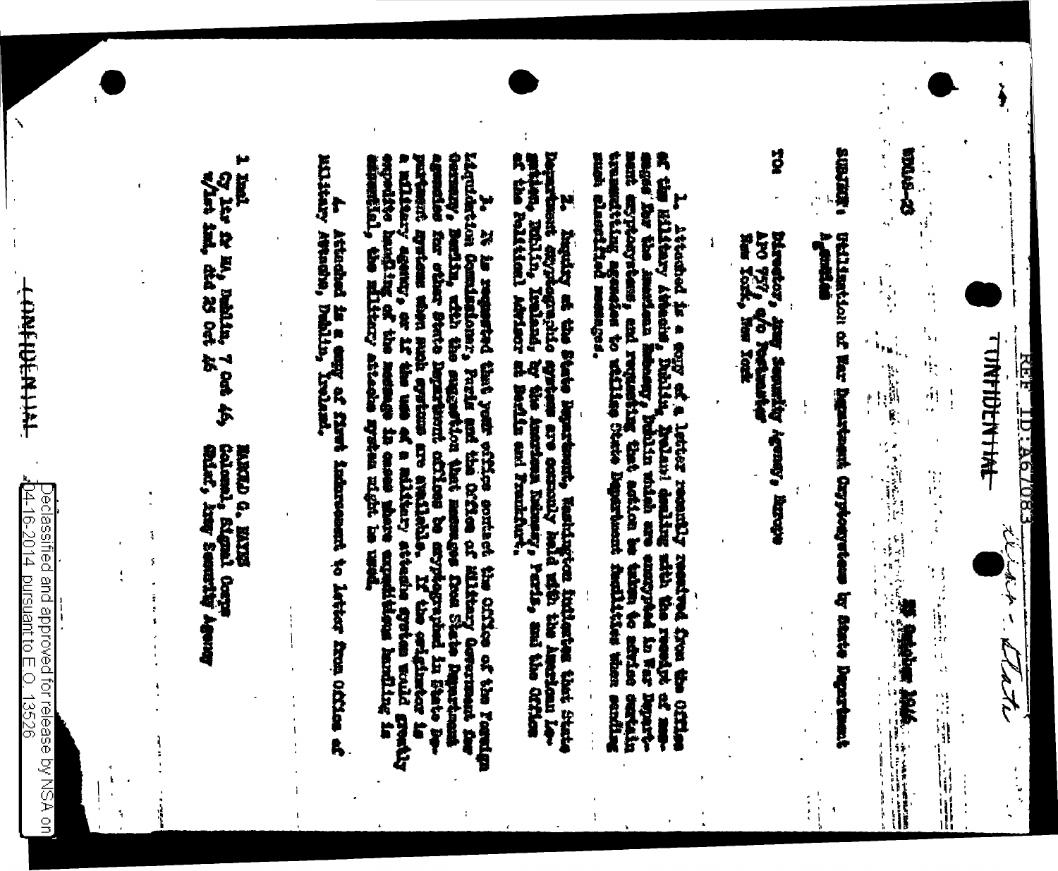REF ID:A67083

CONFIDENTIAL

SIGAS-23

25 October 1946

SUBJECT: Utilization of War Department Cryptosystems by State Department Agencies

TO: Director, Army Security Agency, Europe
APO 757, c/o Postmaster
New York, New York

1. Attached is a copy of a letter recently received from the Office of the Military Attache, Dublin, Ireland dealing with the receipt of messages for the American Embassy, Dublin which are encrypted in War Department cryptosystems, and requesting that action be taken to advise certain transmitting agencies to utilize State Department facilities when sending such classified messages.

2. Inquiry at the State Department, Washington indicates that State Department cryptographic systems are currently held with the American Legation, Dublin, Ireland, by the American Embassy, Paris, and the Office of the Political Adviser at Berlin and Frankfurt.

3. It is requested that your office contact the Office of the Foreign Liquidation Commissioner, Paris and the Office of Military Government for Germany, Berlin, with the suggestion that messages from State Department agencies for other State Department offices be cryptographed in State Department systems when such systems are available. If the originator is a military agency, or if the use of a military attache system would greatly expedite handling of the message in cases where expeditious handling is essential, the military attache system might be used.

4. Attached is a copy of first indorsement to letter from Office of Military Attache, Dublin, Ireland.

1 Incl.
Cy ltr fr MA, Dublin, 7 Oct 46,
w/1st Ind, dtd 25 Oct 46

HAROLD G. HAYES
Colonel, Signal Corps
Chief, Army Security Agency

CONFIDENTIAL

Declassified and approved for release by NSA on 04-16-2014 pursuant to E.O. 13526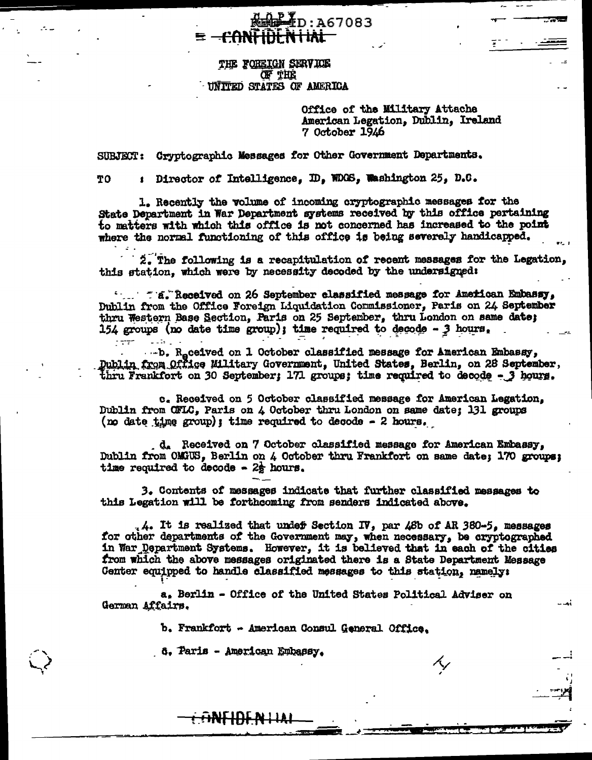COPY
REF ID:A67083

CONFIDENTIAL

THE FOREIGN SERVICE
OF THE
UNITED STATES OF AMERICA

Office of the Military Attache
American Legation, Dublin, Ireland
7 October 1946

SUBJECT: Cryptographic Messages for Other Government Departments.

TO : Director of Intelligence, ID, WDGS, Washington 25, D.C.

1. Recently the volume of incoming cryptographic messages for the State Department in War Department systems received by this office pertaining to matters with which this office is not concerned has increased to the point where the normal functioning of this office is being severely handicapped.

2. The following is a recapitulation of recent messages for the Legation, this station, which were by necessity decoded by the undersigned:

a. Received on 26 September classified message for American Embassy, Dublin from the Office Foreign Liquidation Commissioner, Paris on 24 September thru Western Base Section, Paris on 25 September, thru London on same date; 154 groups (no date time group); time required to decode - 3 hours.

b. Received on 1 October classified message for American Embassy, Dublin from Office Military Government, United States, Berlin, on 28 September, thru Frankfort on 30 September; 171 groups; time required to decode - 3 hours.

c. Received on 5 October classified message for American Legation, Dublin from OFLC, Paris on 4 October thru London on same date; 131 groups (no date time group); time required to decode - 2 hours.

d. Received on 7 October classified message for American Embassy, Dublin from OMGUS, Berlin on 4 October thru Frankfort on same date; 170 groups; time required to decode - 2½ hours.

3. Contents of messages indicate that further classified messages to this Legation will be forthcoming from senders indicated above.

4. It is realized that under Section IV, par 48b of AR 380-5, messages for other departments of the Government may, when necessary, be cryptographed in War Department Systems. However, it is believed that in each of the cities from which the above messages originated there is a State Department Message Center equipped to handle classified messages to this station, namely:

a. Berlin - Office of the United States Political Adviser on German Affairs.

b. Frankfort - American Consul General Office.

c. Paris - American Embassy.

CONFIDENTIAL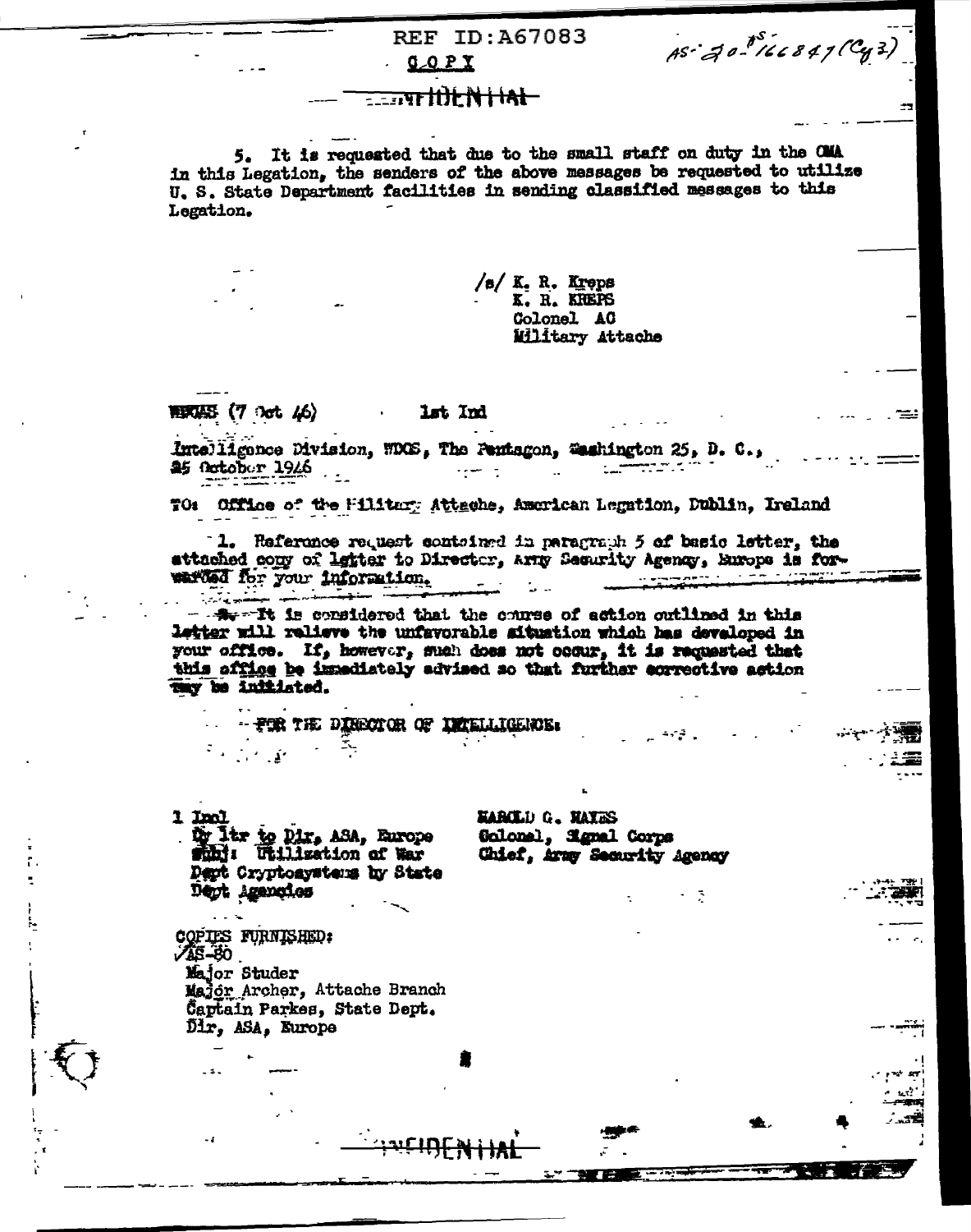REF ID:A67083

COPY

AS-20-BS-166847(Cy3)

CONFIDENTIAL

5. It is requested that due to the small staff on duty in the OMA in this Legation, the senders of the above messages be requested to utilize U. S. State Department facilities in sending classified messages to this Legation.

/s/ K. R. Kreps
K. R. KREPS
Colonel AC
Military Attache

WDGAS (7 Oct 46) 1st Ind

Intelligence Division, WDGS, The Pentagon, Washington 25, D. C., 25 October 1946

TO: Office of the Military Attache, American Legation, Dublin, Ireland

1. Reference request contained in paragraph 5 of basic letter, the attached copy of letter to Director, Army Security Agency, Europe is forwarded for your information.

2. It is considered that the course of action outlined in this letter will relieve the unfavorable situation which has developed in your office. If, however, such does not occur, it is requested that this office be immediately advised so that further corrective action may be initiated.

FOR THE DIRECTOR OF INTELLIGENCE:

1 Incl
Cy ltr to Dir, ASA, Europe
Subj: Utilization of War Dept Cryptosystems by State Dept Agencies

HAROLD G. HAYES
Colonel, Signal Corps
Chief, Army Security Agency

COPIES FURNISHED:
✓AS-80
Major Studer
Major Archer, Attache Branch
Captain Parkes, State Dept.
Dir, ASA, Europe

CONFIDENTIAL